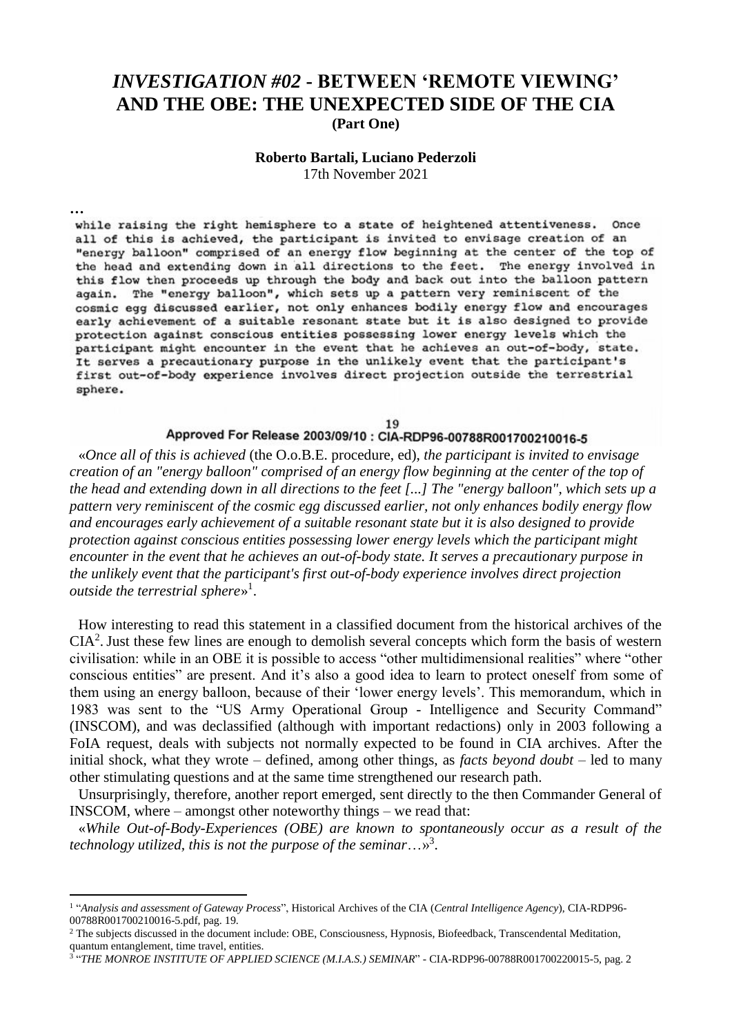# *INVESTIGATION #02* - BETWEEN 'REMOTE VIEWING' AND THE OBE: THE UNEXPECTED SIDE OF THE CIA

**(Part One)**

**Roberto Bartali, Luciano Pederzoli**

17th November 2021

…

```
while raising the right hemisphere to a state of heightened attentiveness. Once
all of this is achieved, the participant is invited to envisage creation of an
"energy balloon" comprised of an energy flow beginning at the center of the top of
the head and extending down in all directions to the feet. The energy involved in
this flow then proceeds up through the body and back out into the balloon pattern
again. The "energy balloon", which sets up a pattern very reminiscent of the
cosmic egg discussed earlier, not only enhances bodily energy flow and encourages
early achievement of a suitable resonant state but it is also designed to provide
protection against conscious entities possessing lower energy levels which the
participant might encounter in the event that he achieves an out-of-body, state.
It serves a precautionary purpose in the unlikely event that the participant's
first out-of-body experience involves direct projection outside the terrestrial
sphere.

19
Approved For Release 2003/09/10 : CIA-RDP96-00788R001700210016-5
```

«*Once all of this is achieved* (the O.o.B.E. procedure, ed)*, the participant is invited to envisage creation of an "energy balloon" comprised of an energy flow beginning at the center of the top of the head and extending down in all directions to the feet [...] The "energy balloon", which sets up a pattern very reminiscent of the cosmic egg discussed earlier, not only enhances bodily energy flow and encourages early achievement of a suitable resonant state but it is also designed to provide protection against conscious entities possessing lower energy levels which the participant might encounter in the event that he achieves an out-of-body state. It serves a precautionary purpose in the unlikely event that the participant's first out-of-body experience involves direct projection outside the terrestrial sphere*»[1].

How interesting to read this statement in a classified document from the historical archives of the CIA[2]. Just these few lines are enough to demolish several concepts which form the basis of western civilisation: while in an OBE it is possible to access "other multidimensional realities" where "other conscious entities" are present. And it's also a good idea to learn to protect oneself from some of them using an energy balloon, because of their 'lower energy levels'. This memorandum, which in 1983 was sent to the "US Army Operational Group - Intelligence and Security Command" (INSCOM), and was declassified (although with important redactions) only in 2003 following a FoIA request, deals with subjects not normally expected to be found in CIA archives. After the initial shock, what they wrote – defined, among other things, as *facts beyond doubt* – led to many other stimulating questions and at the same time strengthened our research path.

Unsurprisingly, therefore, another report emerged, sent directly to the then Commander General of INSCOM, where – amongst other noteworthy things – we read that:

«*While Out-of-Body-Experiences (OBE) are known to spontaneously occur as a result of the technology utilized, this is not the purpose of the seminar*…»[3].

---

[1] "*Analysis and assessment of Gateway Process*", Historical Archives of the CIA (*Central Intelligence Agency*), CIA-RDP96-00788R001700210016-5.pdf, pag. 19.

[2] The subjects discussed in the document include: OBE, Consciousness, Hypnosis, Biofeedback, Transcendental Meditation, quantum entanglement, time travel, entities.

[3] "*THE MONROE INSTITUTE OF APPLIED SCIENCE (M.I.A.S.) SEMINAR*" - CIA-RDP96-00788R001700220015-5, pag. 2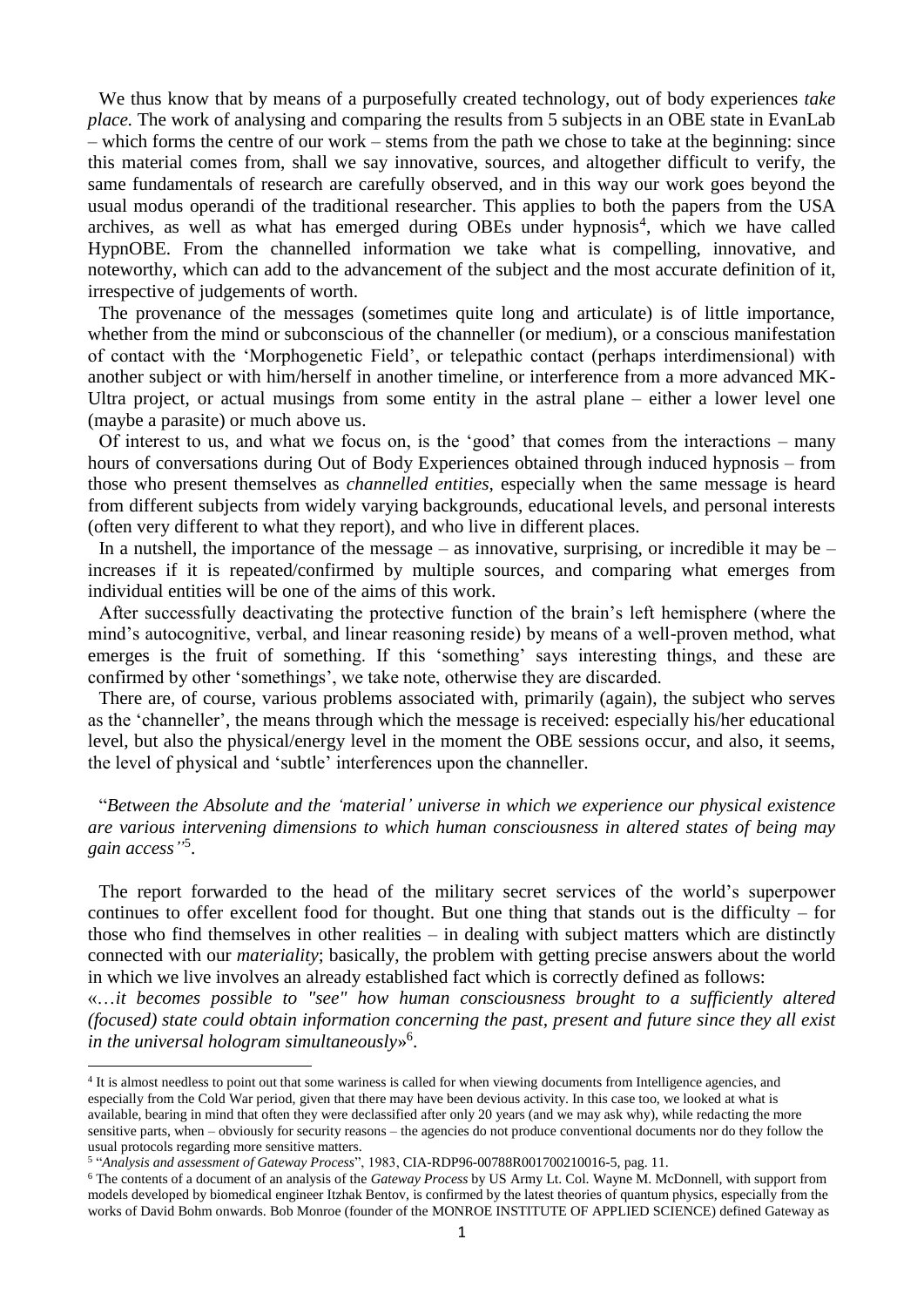We thus know that by means of a purposefully created technology, out of body experiences *take place.* The work of analysing and comparing the results from 5 subjects in an OBE state in EvanLab – which forms the centre of our work – stems from the path we chose to take at the beginning: since this material comes from, shall we say innovative, sources, and altogether difficult to verify, the same fundamentals of research are carefully observed, and in this way our work goes beyond the usual modus operandi of the traditional researcher. This applies to both the papers from the USA archives, as well as what has emerged during OBEs under hypnosis[4], which we have called HypnOBE. From the channelled information we take what is compelling, innovative, and noteworthy, which can add to the advancement of the subject and the most accurate definition of it, irrespective of judgements of worth.

The provenance of the messages (sometimes quite long and articulate) is of little importance, whether from the mind or subconscious of the channeller (or medium), or a conscious manifestation of contact with the 'Morphogenetic Field', or telepathic contact (perhaps interdimensional) with another subject or with him/herself in another timeline, or interference from a more advanced MK-Ultra project, or actual musings from some entity in the astral plane – either a lower level one (maybe a parasite) or much above us.

Of interest to us, and what we focus on, is the 'good' that comes from the interactions – many hours of conversations during Out of Body Experiences obtained through induced hypnosis – from those who present themselves as *channelled entities,* especially when the same message is heard from different subjects from widely varying backgrounds, educational levels, and personal interests (often very different to what they report), and who live in different places.

In a nutshell, the importance of the message – as innovative, surprising, or incredible it may be – increases if it is repeated/confirmed by multiple sources, and comparing what emerges from individual entities will be one of the aims of this work.

After successfully deactivating the protective function of the brain's left hemisphere (where the mind's autocognitive, verbal, and linear reasoning reside) by means of a well-proven method, what emerges is the fruit of something. If this 'something' says interesting things, and these are confirmed by other 'somethings', we take note, otherwise they are discarded.

There are, of course, various problems associated with, primarily (again), the subject who serves as the 'channeller', the means through which the message is received: especially his/her educational level, but also the physical/energy level in the moment the OBE sessions occur, and also, it seems, the level of physical and 'subtle' interferences upon the channeller.

"*Between the Absolute and the 'material' universe in which we experience our physical existence are various intervening dimensions to which human consciousness in altered states of being may gain access*"[5].

The report forwarded to the head of the military secret services of the world's superpower continues to offer excellent food for thought. But one thing that stands out is the difficulty – for those who find themselves in other realities – in dealing with subject matters which are distinctly connected with our *materiality*; basically, the problem with getting precise answers about the world in which we live involves an already established fact which is correctly defined as follows:
«…*it becomes possible to "see" how human consciousness brought to a sufficiently altered (focused) state could obtain information concerning the past, present and future since they all exist in the universal hologram simultaneously*»[6].

---

[4] It is almost needless to point out that some wariness is called for when viewing documents from Intelligence agencies, and especially from the Cold War period, given that there may have been devious activity. In this case too, we looked at what is available, bearing in mind that often they were declassified after only 20 years (and we may ask why), while redacting the more sensitive parts, when – obviously for security reasons – the agencies do not produce conventional documents nor do they follow the usual protocols regarding more sensitive matters.

[5] "*Analysis and assessment of Gateway Process*", 1983, CIA-RDP96-00788R001700210016-5, pag. 11.

[6] The contents of a document of an analysis of the *Gateway Process* by US Army Lt. Col. Wayne M. McDonnell, with support from models developed by biomedical engineer Itzhak Bentov, is confirmed by the latest theories of quantum physics, especially from the works of David Bohm onwards. Bob Monroe (founder of the MONROE INSTITUTE OF APPLIED SCIENCE) defined Gateway as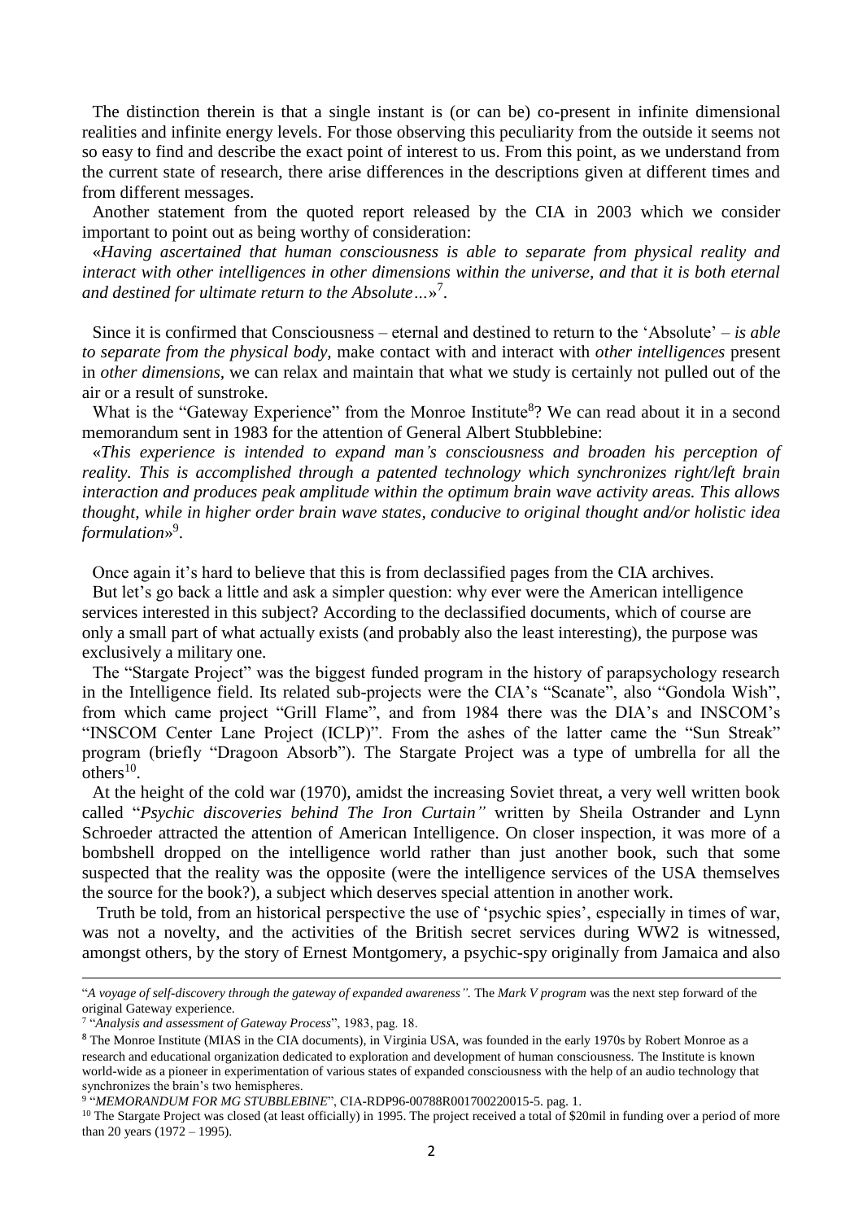The distinction therein is that a single instant is (or can be) co-present in infinite dimensional realities and infinite energy levels. For those observing this peculiarity from the outside it seems not so easy to find and describe the exact point of interest to us. From this point, as we understand from the current state of research, there arise differences in the descriptions given at different times and from different messages.

Another statement from the quoted report released by the CIA in 2003 which we consider important to point out as being worthy of consideration:

«*Having ascertained that human consciousness is able to separate from physical reality and interact with other intelligences in other dimensions within the universe, and that it is both eternal and destined for ultimate return to the Absolute…*»[7].

Since it is confirmed that Consciousness – eternal and destined to return to the 'Absolute' – *is able to separate from the physical body*, make contact with and interact with *other intelligences* present in *other dimensions*, we can relax and maintain that what we study is certainly not pulled out of the air or a result of sunstroke.

What is the "Gateway Experience" from the Monroe Institute[8]? We can read about it in a second memorandum sent in 1983 for the attention of General Albert Stubblebine:

«*This experience is intended to expand man's consciousness and broaden his perception of reality. This is accomplished through a patented technology which synchronizes right/left brain interaction and produces peak amplitude within the optimum brain wave activity areas. This allows thought, while in higher order brain wave states, conducive to original thought and/or holistic idea formulation*»[9].

Once again it's hard to believe that this is from declassified pages from the CIA archives.

But let's go back a little and ask a simpler question: why ever were the American intelligence services interested in this subject? According to the declassified documents, which of course are only a small part of what actually exists (and probably also the least interesting), the purpose was exclusively a military one.

The "Stargate Project" was the biggest funded program in the history of parapsychology research in the Intelligence field. Its related sub-projects were the CIA's "Scanate", also "Gondola Wish", from which came project "Grill Flame", and from 1984 there was the DIA's and INSCOM's "INSCOM Center Lane Project (ICLP)". From the ashes of the latter came the "Sun Streak" program (briefly "Dragoon Absorb"). The Stargate Project was a type of umbrella for all the others[10].

At the height of the cold war (1970), amidst the increasing Soviet threat, a very well written book called "*Psychic discoveries behind The Iron Curtain"* written by Sheila Ostrander and Lynn Schroeder attracted the attention of American Intelligence. On closer inspection, it was more of a bombshell dropped on the intelligence world rather than just another book, such that some suspected that the reality was the opposite (were the intelligence services of the USA themselves the source for the book?), a subject which deserves special attention in another work.

Truth be told, from an historical perspective the use of 'psychic spies', especially in times of war, was not a novelty, and the activities of the British secret services during WW2 is witnessed, amongst others, by the story of Ernest Montgomery, a psychic-spy originally from Jamaica and also

---

"*A voyage of self-discovery through the gateway of expanded awareness"*. The *Mark V program* was the next step forward of the original Gateway experience.

[7] "*Analysis and assessment of Gateway Process*", 1983, pag. 18.

[8] The Monroe Institute (MIAS in the CIA documents), in Virginia USA, was founded in the early 1970s by Robert Monroe as a research and educational organization dedicated to exploration and development of human consciousness. The Institute is known world-wide as a pioneer in experimentation of various states of expanded consciousness with the help of an audio technology that synchronizes the brain's two hemispheres.

[9] "*MEMORANDUM FOR MG STUBBLEBINE*", CIA-RDP96-00788R001700220015-5. pag. 1.

[10] The Stargate Project was closed (at least officially) in 1995. The project received a total of $20mil in funding over a period of more than 20 years (1972 – 1995).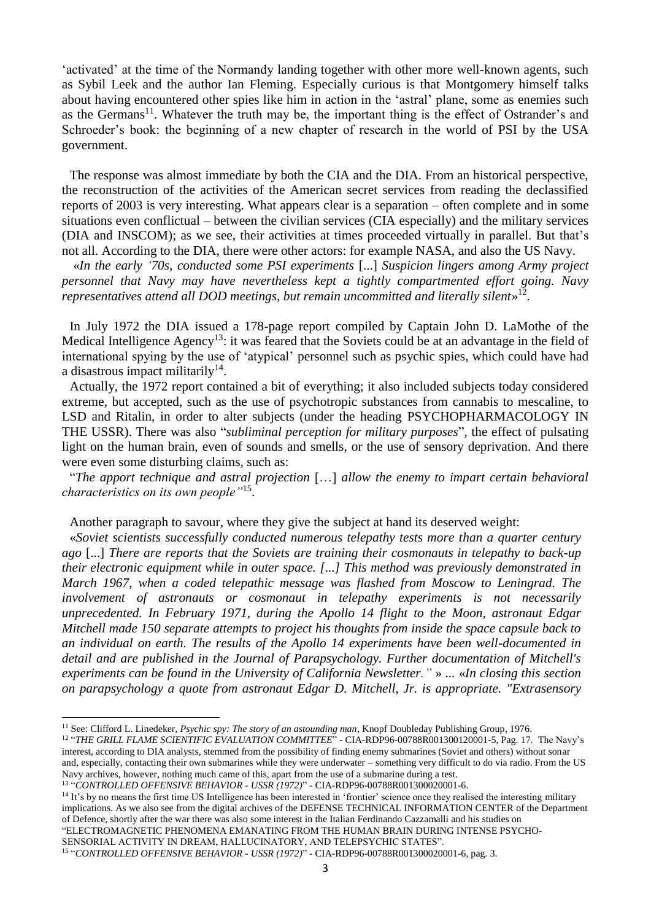'activated' at the time of the Normandy landing together with other more well-known agents, such as Sybil Leek and the author Ian Fleming. Especially curious is that Montgomery himself talks about having encountered other spies like him in action in the 'astral' plane, some as enemies such as the Germans[11]. Whatever the truth may be, the important thing is the effect of Ostrander's and Schroeder's book: the beginning of a new chapter of research in the world of PSI by the USA government.

The response was almost immediate by both the CIA and the DIA. From an historical perspective, the reconstruction of the activities of the American secret services from reading the declassified reports of 2003 is very interesting. What appears clear is a separation – often complete and in some situations even conflictual – between the civilian services (CIA especially) and the military services (DIA and INSCOM); as we see, their activities at times proceeded virtually in parallel. But that's not all. According to the DIA, there were other actors: for example NASA, and also the US Navy.

«*In the early '70s, conducted some PSI experiments* [...] *Suspicion lingers among Army project personnel that Navy may have nevertheless kept a tightly compartmented effort going. Navy representatives attend all DOD meetings, but remain uncommitted and literally silent*»[12].

In July 1972 the DIA issued a 178-page report compiled by Captain John D. LaMothe of the Medical Intelligence Agency[13]: it was feared that the Soviets could be at an advantage in the field of international spying by the use of 'atypical' personnel such as psychic spies, which could have had a disastrous impact militarily[14].

Actually, the 1972 report contained a bit of everything; it also included subjects today considered extreme, but accepted, such as the use of psychotropic substances from cannabis to mescaline, to LSD and Ritalin, in order to alter subjects (under the heading PSYCHOPHARMACOLOGY IN THE USSR). There was also "*subliminal perception for military purposes*", the effect of pulsating light on the human brain, even of sounds and smells, or the use of sensory deprivation. And there were even some disturbing claims, such as:

"*The apport technique and astral projection* [...] *allow the enemy to impart certain behavioral characteristics on its own people"*[15].

Another paragraph to savour, where they give the subject at hand its deserved weight:

«*Soviet scientists successfully conducted numerous telepathy tests more than a quarter century ago* [...] *There are reports that the Soviets are training their cosmonauts in telepathy to back-up their electronic equipment while in outer space. [...] This method was previously demonstrated in March 1967, when a coded telepathic message was flashed from Moscow to Leningrad. The involvement of astronauts or cosmonaut in telepathy experiments is not necessarily unprecedented. In February 1971, during the Apollo 14 flight to the Moon, astronaut Edgar Mitchell made 150 separate attempts to project his thoughts from inside the space capsule back to an individual on earth. The results of the Apollo 14 experiments have been well-documented in detail and are published in the Journal of Parapsychology. Further documentation of Mitchell's experiments can be found in the University of California Newsletter."* » ... «*In closing this section on parapsychology a quote from astronaut Edgar D. Mitchell, Jr. is appropriate. "Extrasensory*

---

[11] See: Clifford L. Linedeker, *Psychic spy: The story of an astounding man*, Knopf Doubleday Publishing Group, 1976.

[12] "*THE GRILL FLAME SCIENTIFIC EVALUATION COMMITTEE*" - CIA-RDP96-00788R001300120001-5, Pag. 17. The Navy's interest, according to DIA analysts, stemmed from the possibility of finding enemy submarines (Soviet and others) without sonar and, especially, contacting their own submarines while they were underwater – something very difficult to do via radio. From the US Navy archives, however, nothing much came of this, apart from the use of a submarine during a test.

[13] "*CONTROLLED OFFENSIVE BEHAVIOR - USSR (1972)*" - CIA-RDP96-00788R001300020001-6.

[14] It's by no means the first time US Intelligence has been interested in 'frontier' science once they realised the interesting military implications. As we also see from the digital archives of the DEFENSE TECHNICAL INFORMATION CENTER of the Department of Defence, shortly after the war there was also some interest in the Italian Ferdinando Cazzamalli and his studies on "ELECTROMAGNETIC PHENOMENA EMANATING FROM THE HUMAN BRAIN DURING INTENSE PSYCHO-SENSORIAL ACTIVITY IN DREAM, HALLUCINATORY, AND TELEPSYCHIC STATES".

[15] "*CONTROLLED OFFENSIVE BEHAVIOR - USSR (1972)*" - CIA-RDP96-00788R001300020001-6, pag. 3.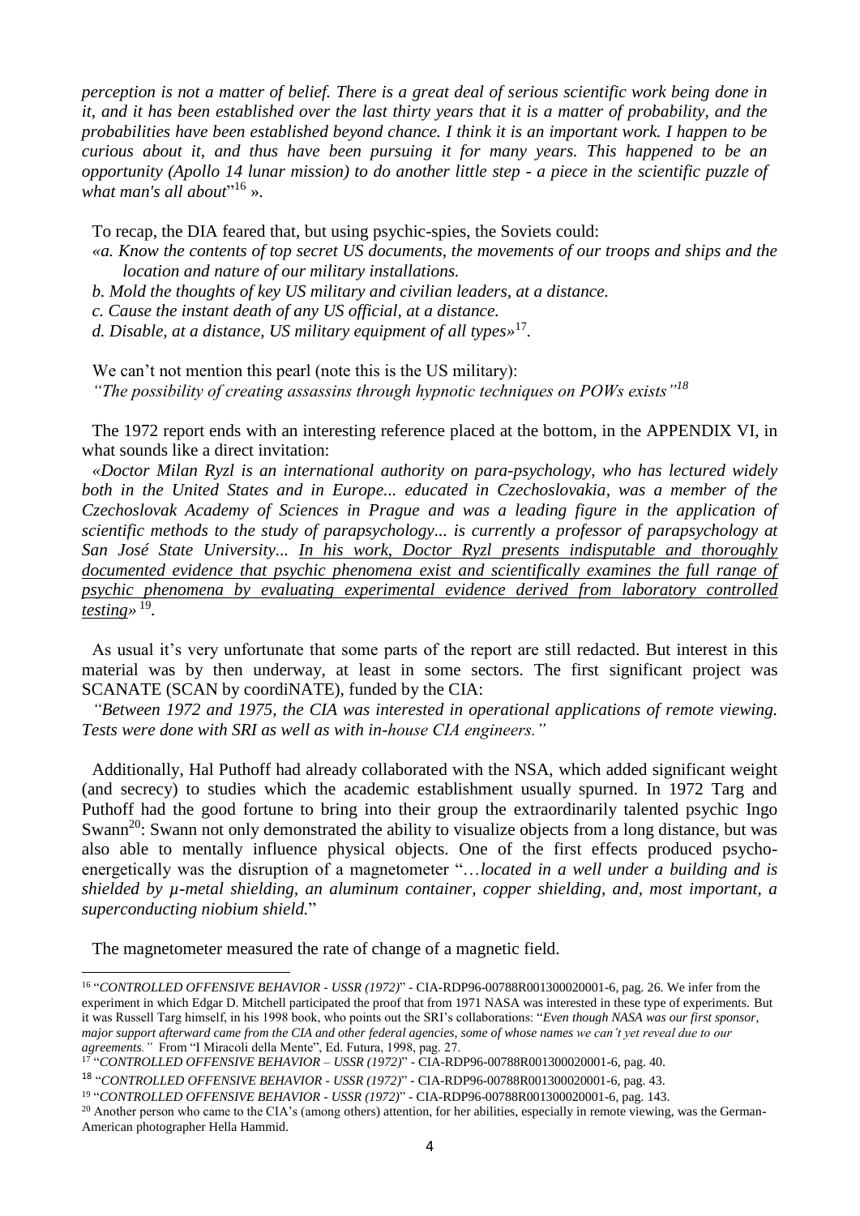*perception is not a matter of belief. There is a great deal of serious scientific work being done in it, and it has been established over the last thirty years that it is a matter of probability, and the probabilities have been established beyond chance. I think it is an important work. I happen to be curious about it, and thus have been pursuing it for many years. This happened to be an opportunity (Apollo 14 lunar mission) to do another little step - a piece in the scientific puzzle of what man's all about*"[16] ».

To recap, the DIA feared that, but using psychic-spies, the Soviets could:

*«a. Know the contents of top secret US documents, the movements of our troops and ships and the location and nature of our military installations.*

*b. Mold the thoughts of key US military and civilian leaders, at a distance.*

*c. Cause the instant death of any US official, at a distance.*

*d. Disable, at a distance, US military equipment of all types»*[17].

We can't not mention this pearl (note this is the US military):

*"The possibility of creating assassins through hypnotic techniques on POWs exists"*[18]

The 1972 report ends with an interesting reference placed at the bottom, in the APPENDIX VI, in what sounds like a direct invitation:

*«Doctor Milan Ryzl is an international authority on para-psychology, who has lectured widely both in the United States and in Europe... educated in Czechoslovakia, was a member of the Czechoslovak Academy of Sciences in Prague and was a leading figure in the application of scientific methods to the study of parapsychology... is currently a professor of parapsychology at San José State University... In his work, Doctor Ryzl presents indisputable and thoroughly documented evidence that psychic phenomena exist and scientifically examines the full range of psychic phenomena by evaluating experimental evidence derived from laboratory controlled testing»* [19].

As usual it's very unfortunate that some parts of the report are still redacted. But interest in this material was by then underway, at least in some sectors. The first significant project was SCANATE (SCAN by coordiNATE), funded by the CIA:

*"Between 1972 and 1975, the CIA was interested in operational applications of remote viewing. Tests were done with SRI as well as with in-house CIA engineers."*

Additionally, Hal Puthoff had already collaborated with the NSA, which added significant weight (and secrecy) to studies which the academic establishment usually spurned. In 1972 Targ and Puthoff had the good fortune to bring into their group the extraordinarily talented psychic Ingo Swann[20]: Swann not only demonstrated the ability to visualize objects from a long distance, but was also able to mentally influence physical objects. One of the first effects produced psycho-energetically was the disruption of a magnetometer "*…located in a well under a building and is shielded by µ-metal shielding, an aluminum container, copper shielding, and, most important, a superconducting niobium shield.*"

The magnetometer measured the rate of change of a magnetic field.

---

[16] "*CONTROLLED OFFENSIVE BEHAVIOR - USSR (1972)*" - CIA-RDP96-00788R001300020001-6, pag. 26. We infer from the experiment in which Edgar D. Mitchell participated the proof that from 1971 NASA was interested in these type of experiments. But it was Russell Targ himself, in his 1998 book, who points out the SRI's collaborations: "*Even though NASA was our first sponsor, major support afterward came from the CIA and other federal agencies, some of whose names we can't yet reveal due to our agreements."* From "I Miracoli della Mente", Ed. Futura, 1998, pag. 27.

[17] "*CONTROLLED OFFENSIVE BEHAVIOR – USSR (1972)*" - CIA-RDP96-00788R001300020001-6, pag. 40.

[18] "*CONTROLLED OFFENSIVE BEHAVIOR - USSR (1972)*" - CIA-RDP96-00788R001300020001-6, pag. 43.

[19] "*CONTROLLED OFFENSIVE BEHAVIOR - USSR (1972)*" - CIA-RDP96-00788R001300020001-6, pag. 143.

[20] Another person who came to the CIA's (among others) attention, for her abilities, especially in remote viewing, was the German-American photographer Hella Hammid.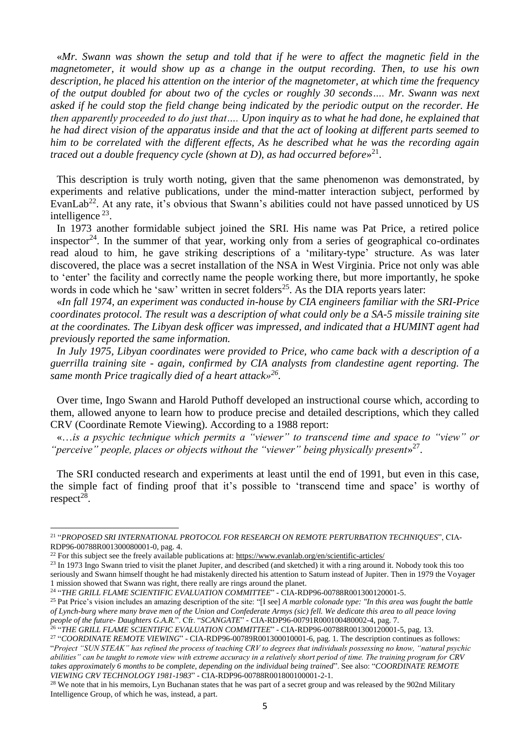«*Mr. Swann was shown the setup and told that if he were to affect the magnetic field in the magnetometer, it would show up as a change in the output recording. Then, to use his own description, he placed his attention on the interior of the magnetometer, at which time the frequency of the output doubled for about two of the cycles or roughly 30 seconds…. Mr. Swann was next asked if he could stop the field change being indicated by the periodic output on the recorder. He then apparently proceeded to do just that…. Upon inquiry as to what he had done, he explained that he had direct vision of the apparatus inside and that the act of looking at different parts seemed to him to be correlated with the different effects, As he described what he was the recording again traced out a double frequency cycle (shown at D), as had occurred before*»[21].

This description is truly worth noting, given that the same phenomenon was demonstrated, by experiments and relative publications, under the mind-matter interaction subject, performed by EvanLab[22]. At any rate, it's obvious that Swann's abilities could not have passed unnoticed by US intelligence [23].

In 1973 another formidable subject joined the SRI. His name was Pat Price, a retired police inspector[24]. In the summer of that year, working only from a series of geographical co-ordinates read aloud to him, he gave striking descriptions of a 'military-type' structure. As was later discovered, the place was a secret installation of the NSA in West Virginia. Price not only was able to 'enter' the facility and correctly name the people working there, but more importantly, he spoke words in code which he 'saw' written in secret folders[25]. As the DIA reports years later:

«*In fall 1974, an experiment was conducted in-house by CIA engineers familiar with the SRI-Price coordinates protocol. The result was a description of what could only be a SA-5 missile training site at the coordinates. The Libyan desk officer was impressed, and indicated that a HUMINT agent had previously reported the same information.*

*In July 1975, Libyan coordinates were provided to Price, who came back with a description of a guerrilla training site - again, confirmed by CIA analysts from clandestine agent reporting. The same month Price tragically died of a heart attack*»[26].

Over time, Ingo Swann and Harold Puthoff developed an instructional course which, according to them, allowed anyone to learn how to produce precise and detailed descriptions, which they called CRV (Coordinate Remote Viewing). According to a 1988 report:

«*…is a psychic technique which permits a "viewer" to transcend time and space to "view" or "perceive" people, places or objects without the "viewer" being physically present*»[27].

The SRI conducted research and experiments at least until the end of 1991, but even in this case, the simple fact of finding proof that it's possible to 'transcend time and space' is worthy of respect[28].

---

[21] "*PROPOSED SRI INTERNATIONAL PROTOCOL FOR RESEARCH ON REMOTE PERTURBATION TECHNIQUES*", CIA-RDP96-00788R001300080001-0, pag. 4.

[22] For this subject see the freely available publications at: https://www.evanlab.org/en/scientific-articles/

[23] In 1973 Ingo Swann tried to visit the planet Jupiter, and described (and sketched) it with a ring around it. Nobody took this too seriously and Swann himself thought he had mistakenly directed his attention to Saturn instead of Jupiter. Then in 1979 the Voyager 1 mission showed that Swann was right, there really are rings around the planet.

[24] "*THE GRILL FLAME SCIENTIFIC EVALUATION COMMITTEE*" - CIA-RDP96-00788R001300120001-5.

[25] Pat Price's vision includes an amazing description of the site: "[I see] *A marble colonade type: "In this area was fought the battle of Lynch-burg where many brave men of the Union and Confederate Armys (sic) fell. We dedicate this area to all peace loving people of the future- Daughters G.A.R.*". Cfr. "*SCANGATE*" - CIA-RDP96-00791R000100480002-4, pag. 7.

[26] "*THE GRILL FLAME SCIENTIFIC EVALUATION COMMITTEE*" - CIA-RDP96-00788R001300120001-5, pag. 13.

[27] "*COORDINATE REMOTE VIEWING*" - CIA-RDP96-00789R001300010001-6, pag. 1. The description continues as follows: "*Project "SUN STEAK" has refined the process of teaching CRV to degrees that individuals possessing no know, "natural psychic abilities" can be taught to remote view with extreme accuracy in a relatively short period of time. The training program for CRV takes approximately 6 months to be complete, depending on the individual being trained*". See also: "*COORDINATE REMOTE VIEWING CRV TECHNOLOGY 1981-1983*" - CIA-RDP96-00788R001800100001-2-1.

[28] We note that in his memoirs, Lyn Buchanan states that he was part of a secret group and was released by the 902nd Military Intelligence Group, of which he was, instead, a part.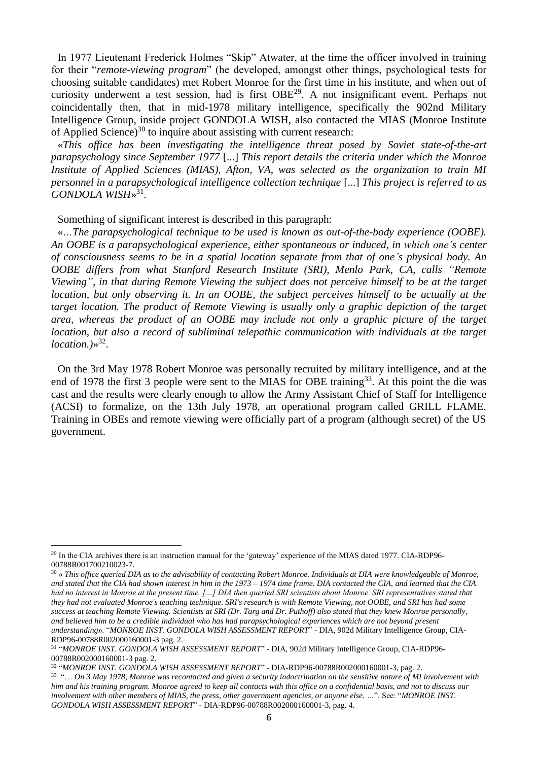In 1977 Lieutenant Frederick Holmes "Skip" Atwater, at the time the officer involved in training for their "*remote-viewing program*" (he developed, amongst other things, psychological tests for choosing suitable candidates) met Robert Monroe for the first time in his institute, and when out of curiosity underwent a test session, had is first OBE[29]. A not insignificant event. Perhaps not coincidentally then, that in mid-1978 military intelligence, specifically the 902nd Military Intelligence Group, inside project GONDOLA WISH, also contacted the MIAS (Monroe Institute of Applied Science)[30] to inquire about assisting with current research:

«*This office has been investigating the intelligence threat posed by Soviet state-of-the-art parapsychology since September 1977* [...] *This report details the criteria under which the Monroe Institute of Applied Sciences (MIAS), Afton, VA, was selected as the organization to train MI personnel in a parapsychological intelligence collection technique* [...] *This project is referred to as GONDOLA WISH*»[31].

Something of significant interest is described in this paragraph:

«*…The parapsychological technique to be used is known as out-of-the-body experience (OOBE). An OOBE is a parapsychological experience, either spontaneous or induced, in which one's center of consciousness seems to be in a spatial location separate from that of one's physical body. An OOBE differs from what Stanford Research Institute (SRI), Menlo Park, CA, calls "Remote Viewing", in that during Remote Viewing the subject does not perceive himself to be at the target location, but only observing it. In an OOBE, the subject perceives himself to be actually at the target location. The product of Remote Viewing is usually only a graphic depiction of the target area, whereas the product of an OOBE may include not only a graphic picture of the target location, but also a record of subliminal telepathic communication with individuals at the target location.)*»[32].

On the 3rd May 1978 Robert Monroe was personally recruited by military intelligence, and at the end of 1978 the first 3 people were sent to the MIAS for OBE training[33]. At this point the die was cast and the results were clearly enough to allow the Army Assistant Chief of Staff for Intelligence (ACSI) to formalize, on the 13th July 1978, an operational program called GRILL FLAME. Training in OBEs and remote viewing were officially part of a program (although secret) of the US government.

---

[29] In the CIA archives there is an instruction manual for the 'gateway' experience of the MIAS dated 1977. CIA-RDP96-00788R001700210023-7.

[30] « *This office queried DIA as to the advisability of contacting Robert Monroe. Individuals at DIA were knowledgeable of Monroe, and stated that the CIA had shown interest in him in the 1973 – 1974 time frame. DIA contacted the CIA, and learned that the CIA had no interest in Monroe at the present time. […] DIA then queried SRI scientists about Monroe. SRI representatives stated that they had not evaluated Monroe's teaching technique. SRI's research is with Remote Viewing, not OOBE, and SRI has had some success at teaching Remote Viewing. Scientists at SRI (Dr. Targ and Dr. Puthoff) also stated that they knew Monroe personally, and believed him to be a credible individual who has had parapsychological experiences which are not beyond present understanding*». "*MONROE INST. GONDOLA WISH ASSESSMENT REPORT*" - DIA, 902d Military Intelligence Group, CIA-RDP96-00788R002000160001-3 pag. 2.

[31] "*MONROE INST. GONDOLA WISH ASSESSMENT REPORT*" - DIA, 902d Military Intelligence Group, CIA-RDP96-00788R002000160001-3 pag. 2.

[32] "*MONROE INST. GONDOLA WISH ASSESSMENT REPORT*" - DIA-RDP96-00788R002000160001-3, pag. 2.

[33] "*… On 3 May 1978, Monroe was recontacted and given a security indoctrination on the sensitive nature of MI involvement with him and his training program. Monroe agreed to keep all contacts with this office on a confidential basis, and not to discuss our involvement with other members of MIAS, the press, other government agencies, or anyone else. …*". See: "*MONROE INST. GONDOLA WISH ASSESSMENT REPORT*" - DIA-RDP96-00788R002000160001-3, pag. 4.